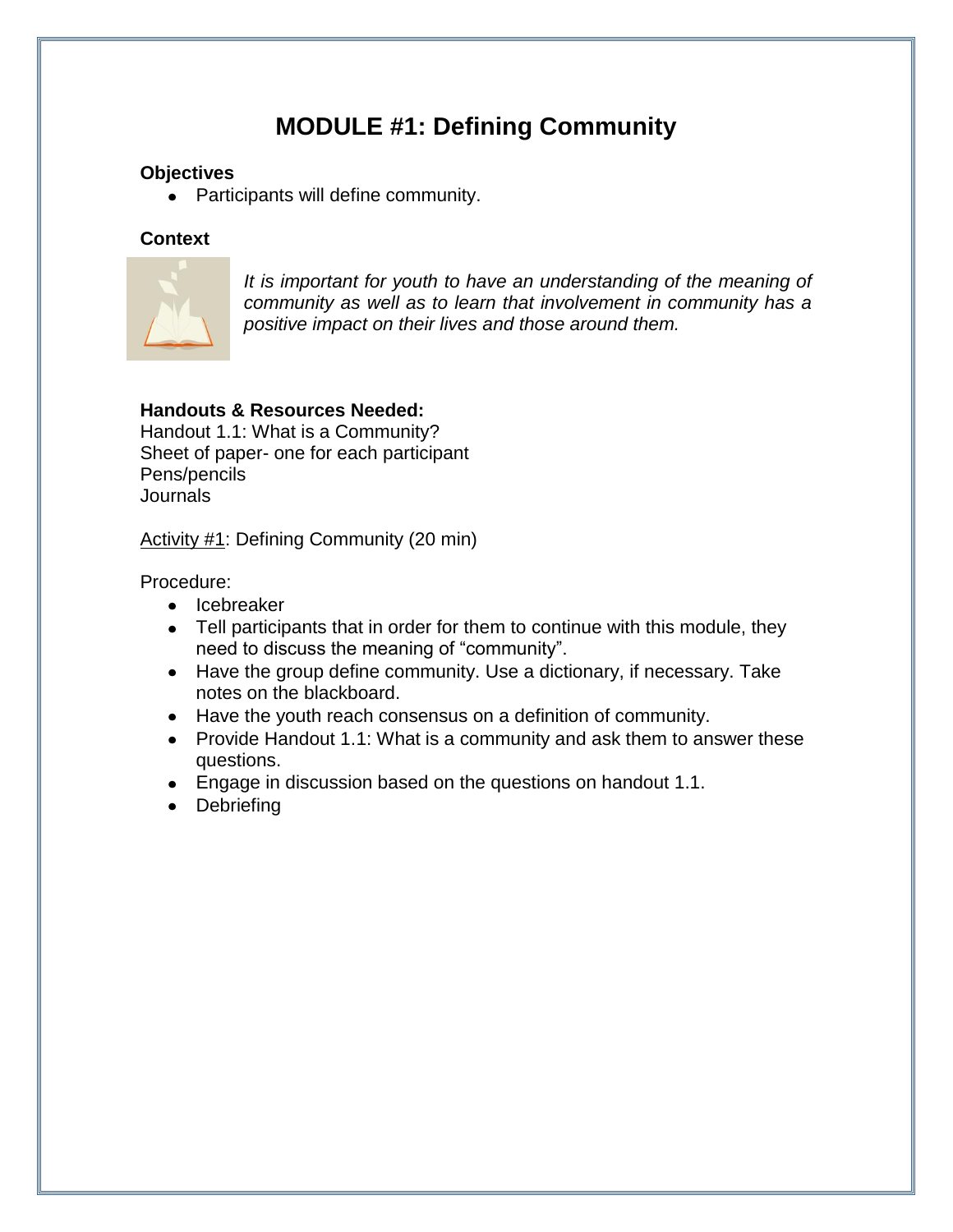# MODULE #1: Defining Community

**Objectives**

- Participants will define community.

**Context**

*It is important for youth to have an understanding of the meaning of community as well as to learn that involvement in community has a positive impact on their lives and those around them.*

**Handouts & Resources Needed:**
Handout 1.1: What is a Community?
Sheet of paper- one for each participant
Pens/pencils
Journals

<u>Activity #1</u>: Defining Community (20 min)

Procedure:

- Icebreaker
- Tell participants that in order for them to continue with this module, they need to discuss the meaning of "community".
- Have the group define community. Use a dictionary, if necessary. Take notes on the blackboard.
- Have the youth reach consensus on a definition of community.
- Provide Handout 1.1: What is a community and ask them to answer these questions.
- Engage in discussion based on the questions on handout 1.1.
- Debriefing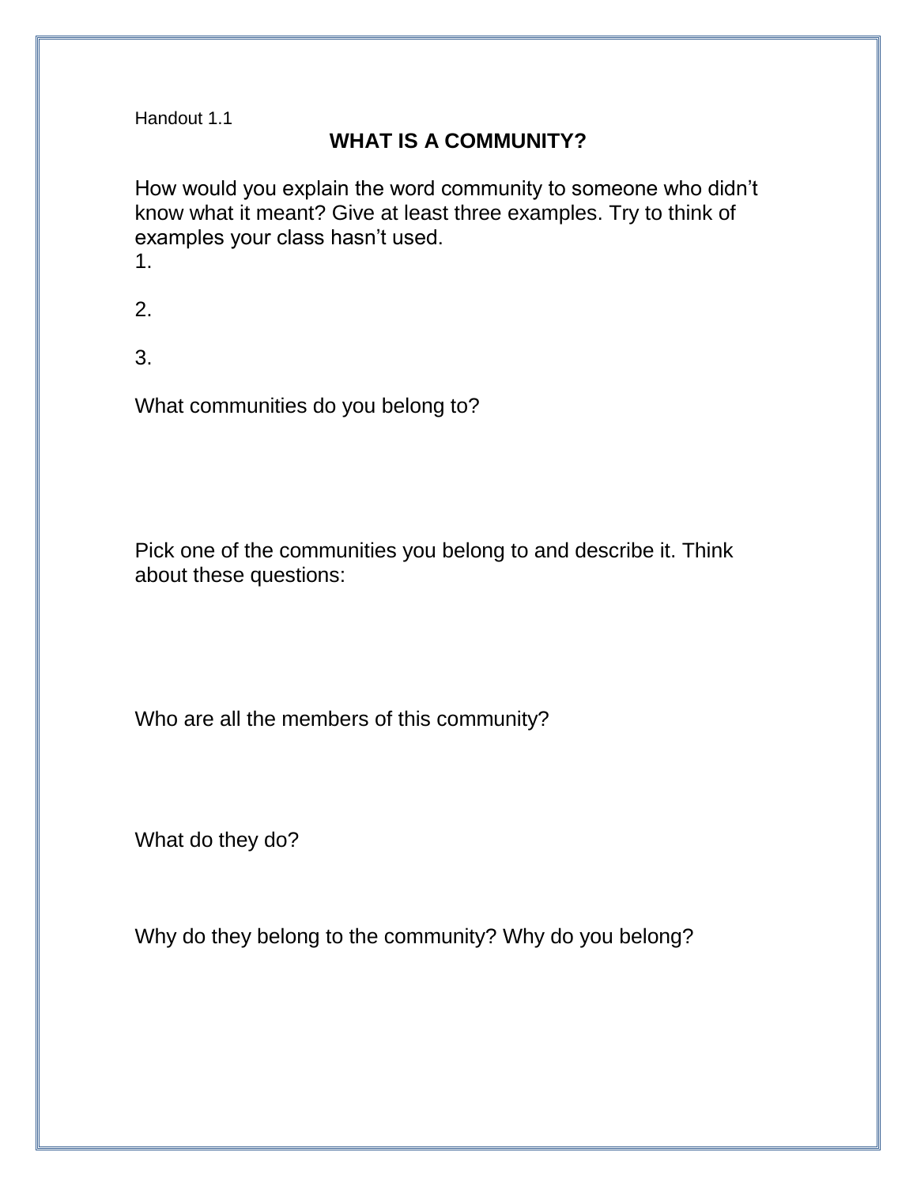Handout 1.1

## WHAT IS A COMMUNITY?

How would you explain the word community to someone who didn't know what it meant? Give at least three examples. Try to think of examples your class hasn't used.

1.

2.

3.

What communities do you belong to?

Pick one of the communities you belong to and describe it. Think about these questions:

Who are all the members of this community?

What do they do?

Why do they belong to the community? Why do you belong?